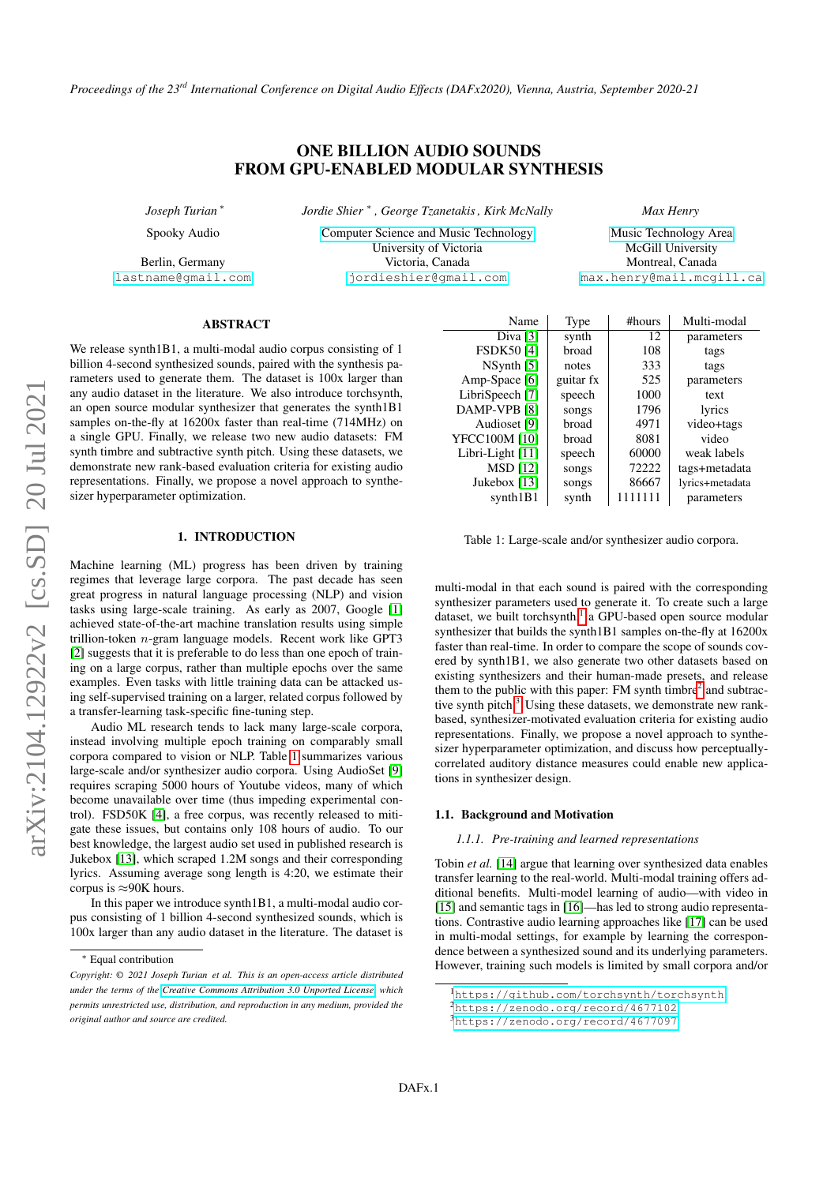# ONE BILLION AUDIO SOUNDS FROM GPU-ENABLED MODULAR SYNTHESIS

*Joseph Turian* [*]
Spooky Audio
Berlin, Germany
lastname@gmail.com

*Jordie Shier* [*], *George Tzanetakis*, *Kirk McNally*
Computer Science and Music Technology
University of Victoria
Victoria, Canada
jordieshier@gmail.com

*Max Henry*
Music Technology Area
McGill University
Montreal, Canada
max.henry@mail.mcgill.ca

## ABSTRACT

We release synth1B1, a multi-modal audio corpus consisting of 1 billion 4-second synthesized sounds, paired with the synthesis parameters used to generate them. The dataset is 100x larger than any audio dataset in the literature. We also introduce torchsynth, an open source modular synthesizer that generates the synth1B1 samples on-the-fly at 16200x faster than real-time (714MHz) on a single GPU. Finally, we release two new audio datasets: FM synth timbre and subtractive synth pitch. Using these datasets, we demonstrate new rank-based evaluation criteria for existing audio representations. Finally, we propose a novel approach to synthesizer hyperparameter optimization.

## 1. INTRODUCTION

Machine learning (ML) progress has been driven by training regimes that leverage large corpora. The past decade has seen great progress in natural language processing (NLP) and vision tasks using large-scale training. As early as 2007, Google [1] achieved state-of-the-art machine translation results using simple trillion-token $n$-gram language models. Recent work like GPT3 [2] suggests that it is preferable to do less than one epoch of training on a large corpus, rather than multiple epochs over the same examples. Even tasks with little training data can be attacked using self-supervised training on a larger, related corpus followed by a transfer-learning task-specific fine-tuning step.

Audio ML research tends to lack many large-scale corpora, instead involving multiple epoch training on comparably small corpora compared to vision or NLP. Table 1 summarizes various large-scale and/or synthesizer audio corpora. Using AudioSet [9] requires scraping 5000 hours of Youtube videos, many of which become unavailable over time (thus impeding experimental control). FSD50K [4], a free corpus, was recently released to mitigate these issues, but contains only 108 hours of audio. To our best knowledge, the largest audio set used in published research is Jukebox [13], which scraped 1.2M songs and their corresponding lyrics. Assuming average song length is 4:20, we estimate their corpus is ≈90K hours.

In this paper we introduce synth1B1, a multi-modal audio corpus consisting of 1 billion 4-second synthesized sounds, which is 100x larger than any audio dataset in the literature. The dataset is multi-modal in that each sound is paired with the corresponding synthesizer parameters used to generate it. To create such a large dataset, we built torchsynth,[1] a GPU-based open source modular synthesizer that builds the synth1B1 samples on-the-fly at 16200x faster than real-time. In order to compare the scope of sounds covered by synth1B1, we also generate two other datasets based on existing synthesizers and their human-made presets, and release them to the public with this paper: FM synth timbre[2] and subtractive synth pitch.[3] Using these datasets, we demonstrate new rank-based, synthesizer-motivated evaluation criteria for existing audio representations. Finally, we propose a novel approach to synthesizer hyperparameter optimization, and discuss how perceptually-correlated auditory distance measures could enable new applications in synthesizer design.

| Name | Type | #hours | Multi-modal |
|---|---|---|---|
| Diva [3] | synth | 12 | parameters |
| FSDK50 [4] | broad | 108 | tags |
| NSynth [5] | notes | 333 | tags |
| Amp-Space [6] | guitar fx | 525 | parameters |
| LibriSpeech [7] | speech | 1000 | text |
| DAMP-VPB [8] | songs | 1796 | lyrics |
| Audioset [9] | broad | 4971 | video+tags |
| YFCC100M [10] | broad | 8081 | video |
| Libri-Light [11] | speech | 60000 | weak labels |
| MSD [12] | songs | 72222 | tags+metadata |
| Jukebox [13] | songs | 86667 | lyrics+metadata |
| synth1B1 | synth | 1111111 | parameters |

Table 1: Large-scale and/or synthesizer audio corpora.

### 1.1. Background and Motivation

#### 1.1.1. Pre-training and learned representations

Tobin *et al.* [14] argue that learning over synthesized data enables transfer learning to the real-world. Multi-modal training offers additional benefits. Multi-modal learning of audio—with video in [15] and semantic tags in [16]—has led to strong audio representations. Contrastive audio learning approaches like [17] can be used in multi-modal settings, for example by learning the correspondence between a synthesized sound and its underlying parameters. However, training such models is limited by small corpora and/or

[*] Equal contribution

*Copyright: © 2021 Joseph Turian et al. This is an open-access article distributed under the terms of the Creative Commons Attribution 3.0 Unported License, which permits unrestricted use, distribution, and reproduction in any medium, provided the original author and source are credited.*

[1] https://github.com/torchsynth/torchsynth
[2] https://zenodo.org/record/4677102
[3] https://zenodo.org/record/4677097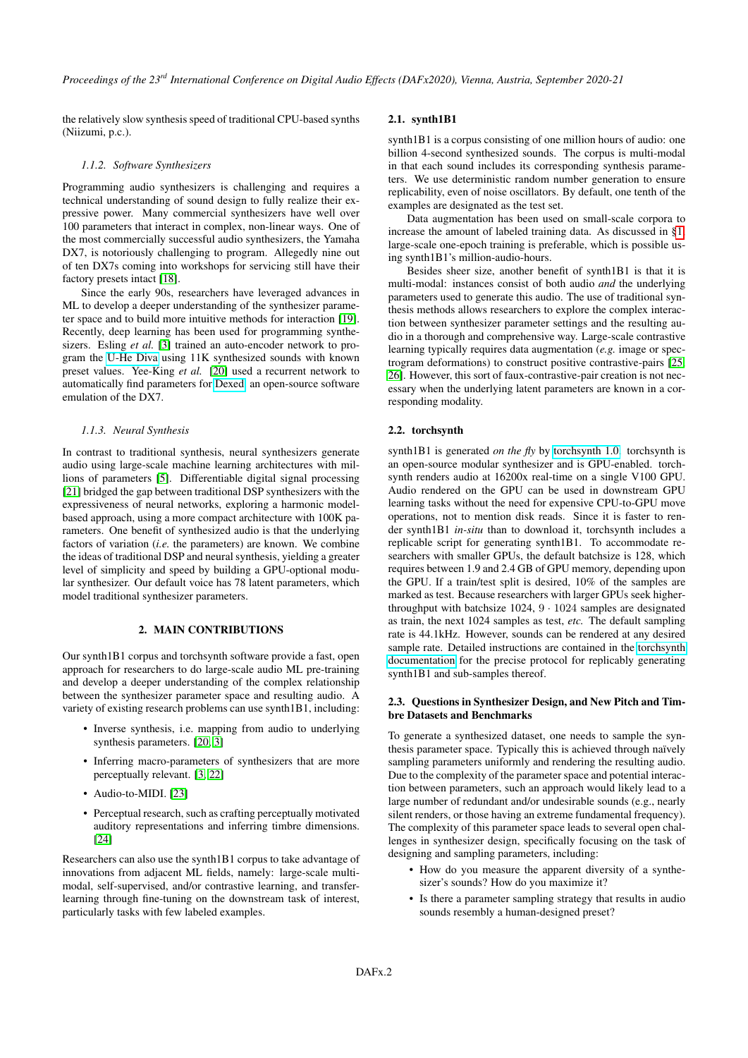the relatively slow synthesis speed of traditional CPU-based synths (Niizumi, p.c.).

#### 1.1.2. Software Synthesizers

Programming audio synthesizers is challenging and requires a technical understanding of sound design to fully realize their expressive power. Many commercial synthesizers have well over 100 parameters that interact in complex, non-linear ways. One of the most commercially successful audio synthesizers, the Yamaha DX7, is notoriously challenging to program. Allegedly nine out of ten DX7s coming into workshops for servicing still have their factory presets intact [18].

Since the early 90s, researchers have leveraged advances in ML to develop a deeper understanding of the synthesizer parameter space and to build more intuitive methods for interaction [19]. Recently, deep learning has been used for programming synthesizers. Esling *et al.* [3] trained an auto-encoder network to program the U-He Diva using 11K synthesized sounds with known preset values. Yee-King *et al.* [20] used a recurrent network to automatically find parameters for Dexed, an open-source software emulation of the DX7.

#### 1.1.3. Neural Synthesis

In contrast to traditional synthesis, neural synthesizers generate audio using large-scale machine learning architectures with millions of parameters [5]. Differentiable digital signal processing [21] bridged the gap between traditional DSP synthesizers with the expressiveness of neural networks, exploring a harmonic model-based approach, using a more compact architecture with 100K parameters. One benefit of synthesized audio is that the underlying factors of variation (*i.e.* the parameters) are known. We combine the ideas of traditional DSP and neural synthesis, yielding a greater level of simplicity and speed by building a GPU-optional modular synthesizer. Our default voice has 78 latent parameters, which model traditional synthesizer parameters.

## 2. MAIN CONTRIBUTIONS

Our synth1B1 corpus and torchsynth software provide a fast, open approach for researchers to do large-scale audio ML pre-training and develop a deeper understanding of the complex relationship between the synthesizer parameter space and resulting audio. A variety of existing research problems can use synth1B1, including:

- Inverse synthesis, i.e. mapping from audio to underlying synthesis parameters. [20, 3]
- Inferring macro-parameters of synthesizers that are more perceptually relevant. [3, 22]
- Audio-to-MIDI. [23]
- Perceptual research, such as crafting perceptually motivated auditory representations and inferring timbre dimensions. [24]

Researchers can also use the synth1B1 corpus to take advantage of innovations from adjacent ML fields, namely: large-scale multi-modal, self-supervised, and/or contrastive learning, and transfer-learning through fine-tuning on the downstream task of interest, particularly tasks with few labeled examples.

### 2.1. synth1B1

synth1B1 is a corpus consisting of one million hours of audio: one billion 4-second synthesized sounds. The corpus is multi-modal in that each sound includes its corresponding synthesis parameters. We use deterministic random number generation to ensure replicability, even of noise oscillators. By default, one tenth of the examples are designated as the test set.

Data augmentation has been used on small-scale corpora to increase the amount of labeled training data. As discussed in §1, large-scale one-epoch training is preferable, which is possible using synth1B1's million-audio-hours.

Besides sheer size, another benefit of synth1B1 is that it is multi-modal: instances consist of both audio *and* the underlying parameters used to generate this audio. The use of traditional synthesis methods allows researchers to explore the complex interaction between synthesizer parameter settings and the resulting audio in a thorough and comprehensive way. Large-scale contrastive learning typically requires data augmentation (*e.g.* image or spectrogram deformations) to construct positive contrastive-pairs [25, 26]. However, this sort of faux-contrastive-pair creation is not necessary when the underlying latent parameters are known in a corresponding modality.

### 2.2. torchsynth

synth1B1 is generated *on the fly* by torchsynth 1.0. torchsynth is an open-source modular synthesizer and is GPU-enabled. torchsynth renders audio at 16200x real-time on a single V100 GPU. Audio rendered on the GPU can be used in downstream GPU learning tasks without the need for expensive CPU-to-GPU move operations, not to mention disk reads. Since it is faster to render synth1B1 *in-situ* than to download it, torchsynth includes a replicable script for generating synth1B1. To accommodate researchers with smaller GPUs, the default batchsize is 128, which requires between 1.9 and 2.4 GB of GPU memory, depending upon the GPU. If a train/test split is desired, 10% of the samples are marked as test. Because researchers with larger GPUs seek higher-throughput with batchsize 1024, $9 \cdot 1024$ samples are designated as train, the next 1024 samples as test, *etc.* The default sampling rate is 44.1kHz. However, sounds can be rendered at any desired sample rate. Detailed instructions are contained in the torchsynth documentation for the precise protocol for replicably generating synth1B1 and sub-samples thereof.

### 2.3. Questions in Synthesizer Design, and New Pitch and Timbre Datasets and Benchmarks

To generate a synthesized dataset, one needs to sample the synthesis parameter space. Typically this is achieved through naïvely sampling parameters uniformly and rendering the resulting audio. Due to the complexity of the parameter space and potential interaction between parameters, such an approach would likely lead to a large number of redundant and/or undesirable sounds (e.g., nearly silent renders, or those having an extreme fundamental frequency). The complexity of this parameter space leads to several open challenges in synthesizer design, specifically focusing on the task of designing and sampling parameters, including:

- How do you measure the apparent diversity of a synthesizer's sounds? How do you maximize it?
- Is there a parameter sampling strategy that results in audio sounds resembly a human-designed preset?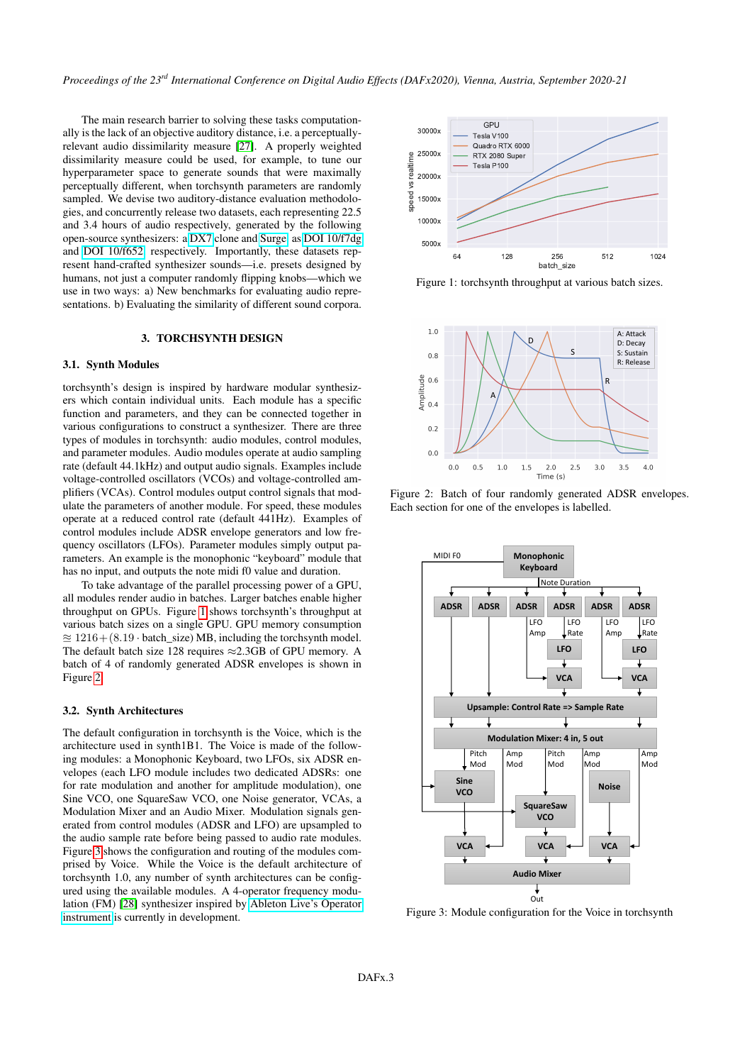The main research barrier to solving these tasks computationally is the lack of an objective auditory distance, i.e. a perceptually-relevant audio dissimilarity measure [27]. A properly weighted dissimilarity measure could be used, for example, to tune our hyperparameter space to generate sounds that were maximally perceptually different, when torchsynth parameters are randomly sampled. We devise two auditory-distance evaluation methodologies, and concurrently release two datasets, each representing 22.5 and 3.4 hours of audio respectively, generated by the following open-source synthesizers: a DX7 clone and Surge, as DOI 10/f7dg and DOI 10/f652, respectively. Importantly, these datasets represent hand-crafted synthesizer sounds—i.e. presets designed by humans, not just a computer randomly flipping knobs—which we use in two ways: a) New benchmarks for evaluating audio representations. b) Evaluating the similarity of different sound corpora.

## 3. TORCHSYNTH DESIGN

### 3.1. Synth Modules

torchsynth's design is inspired by hardware modular synthesizers which contain individual units. Each module has a specific function and parameters, and they can be connected together in various configurations to construct a synthesizer. There are three types of modules in torchsynth: audio modules, control modules, and parameter modules. Audio modules operate at audio sampling rate (default 44.1kHz) and output audio signals. Examples include voltage-controlled oscillators (VCOs) and voltage-controlled amplifiers (VCAs). Control modules output control signals that modulate the parameters of another module. For speed, these modules operate at a reduced control rate (default 441Hz). Examples of control modules include ADSR envelope generators and low frequency oscillators (LFOs). Parameter modules simply output parameters. An example is the monophonic "keyboard" module that has no input, and outputs the note midi f0 value and duration.

To take advantage of the parallel processing power of a GPU, all modules render audio in batches. Larger batches enable higher throughput on GPUs. Figure 1 shows torchsynth's throughput at various batch sizes on a single GPU. GPU memory consumption $\approx 1216 + (8.19 \cdot \text{batch\_size})$ MB, including the torchsynth model. The default batch size 128 requires $\approx$2.3GB of GPU memory. A batch of 4 of randomly generated ADSR envelopes is shown in Figure 2.

### 3.2. Synth Architectures

The default configuration in torchsynth is the Voice, which is the architecture used in synth1B1. The Voice is made of the following modules: a Monophonic Keyboard, two LFOs, six ADSR envelopes (each LFO module includes two dedicated ADSRs: one for rate modulation and another for amplitude modulation), one Sine VCO, one SquareSaw VCO, one Noise generator, VCAs, a Modulation Mixer and an Audio Mixer. Modulation signals generated from control modules (ADSR and LFO) are upsampled to the audio sample rate before being passed to audio rate modules. Figure 3 shows the configuration and routing of the modules comprised by Voice. While the Voice is the default architecture of torchsynth 1.0, any number of synth architectures can be configured using the available modules. A 4-operator frequency modulation (FM) [28] synthesizer inspired by Ableton Live's Operator instrument is currently in development.

Figure 1: torchsynth throughput at various batch sizes.

Figure 2: Batch of four randomly generated ADSR envelopes. Each section for one of the envelopes is labelled.

Figure 3: Module configuration for the Voice in torchsynth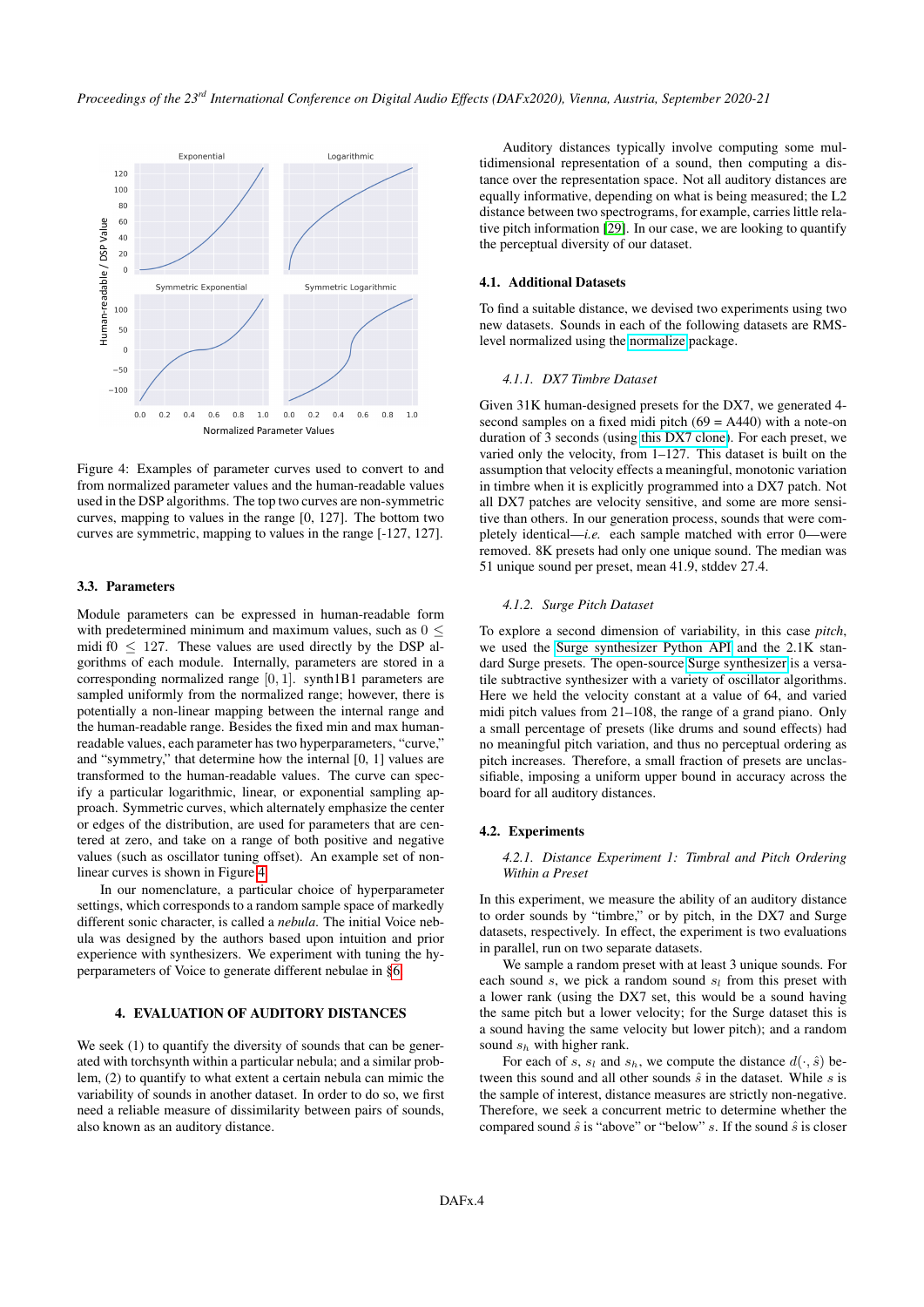Figure 4: Examples of parameter curves used to convert to and from normalized parameter values and the human-readable values used in the DSP algorithms. The top two curves are non-symmetric curves, mapping to values in the range [0, 127]. The bottom two curves are symmetric, mapping to values in the range [-127, 127].

### 3.3. Parameters

Module parameters can be expressed in human-readable form with predetermined minimum and maximum values, such as $0 \leq$ midi f0 $\leq 127$. These values are used directly by the DSP algorithms of each module. Internally, parameters are stored in a corresponding normalized range $[0, 1]$. synth1B1 parameters are sampled uniformly from the normalized range; however, there is potentially a non-linear mapping between the internal range and the human-readable range. Besides the fixed min and max human-readable values, each parameter has two hyperparameters, "curve," and "symmetry," that determine how the internal [0, 1] values are transformed to the human-readable values. The curve can specify a particular logarithmic, linear, or exponential sampling approach. Symmetric curves, which alternately emphasize the center or edges of the distribution, are used for parameters that are centered at zero, and take on a range of both positive and negative values (such as oscillator tuning offset). An example set of non-linear curves is shown in Figure 4.

In our nomenclature, a particular choice of hyperparameter settings, which corresponds to a random sample space of markedly different sonic character, is called a *nebula*. The initial Voice nebula was designed by the authors based upon intuition and prior experience with synthesizers. We experiment with tuning the hyperparameters of Voice to generate different nebulae in §6.

## 4. EVALUATION OF AUDITORY DISTANCES

We seek (1) to quantify the diversity of sounds that can be generated with torchsynth within a particular nebula; and a similar problem, (2) to quantify to what extent a certain nebula can mimic the variability of sounds in another dataset. In order to do so, we first need a reliable measure of dissimilarity between pairs of sounds, also known as an auditory distance.

Auditory distances typically involve computing some multidimensional representation of a sound, then computing a distance over the representation space. Not all auditory distances are equally informative, depending on what is being measured; the L2 distance between two spectrograms, for example, carries little relative pitch information [29]. In our case, we are looking to quantify the perceptual diversity of our dataset.

### 4.1. Additional Datasets

To find a suitable distance, we devised two experiments using two new datasets. Sounds in each of the following datasets are RMS-level normalized using the normalize package.

#### *4.1.1. DX7 Timbre Dataset*

Given 31K human-designed presets for the DX7, we generated 4-second samples on a fixed midi pitch (69 = A440) with a note-on duration of 3 seconds (using this DX7 clone). For each preset, we varied only the velocity, from 1–127. This dataset is built on the assumption that velocity effects a meaningful, monotonic variation in timbre when it is explicitly programmed into a DX7 patch. Not all DX7 patches are velocity sensitive, and some are more sensitive than others. In our generation process, sounds that were completely identical—*i.e.* each sample matched with error 0—were removed. 8K presets had only one unique sound. The median was 51 unique sound per preset, mean 41.9, stddev 27.4.

#### *4.1.2. Surge Pitch Dataset*

To explore a second dimension of variability, in this case *pitch*, we used the Surge synthesizer Python API and the 2.1K standard Surge presets. The open-source Surge synthesizer is a versatile subtractive synthesizer with a variety of oscillator algorithms. Here we held the velocity constant at a value of 64, and varied midi pitch values from 21–108, the range of a grand piano. Only a small percentage of presets (like drums and sound effects) had no meaningful pitch variation, and thus no perceptual ordering as pitch increases. Therefore, a small fraction of presets are unclassifiable, imposing a uniform upper bound in accuracy across the board for all auditory distances.

### 4.2. Experiments

#### *4.2.1. Distance Experiment 1: Timbral and Pitch Ordering Within a Preset*

In this experiment, we measure the ability of an auditory distance to order sounds by "timbre," or by pitch, in the DX7 and Surge datasets, respectively. In effect, the experiment is two evaluations in parallel, run on two separate datasets.

We sample a random preset with at least 3 unique sounds. For each sound $s$, we pick a random sound $s_l$ from this preset with a lower rank (using the DX7 set, this would be a sound having the same pitch but a lower velocity; for the Surge dataset this is a sound having the same velocity but lower pitch); and a random sound $s_h$ with higher rank.

For each of $s$, $s_l$ and $s_h$, we compute the distance $d(\cdot, \hat{s})$ between this sound and all other sounds $\hat{s}$ in the dataset. While $s$ is the sample of interest, distance measures are strictly non-negative. Therefore, we seek a concurrent metric to determine whether the compared sound $\hat{s}$ is "above" or "below" $s$. If the sound $\hat{s}$ is closer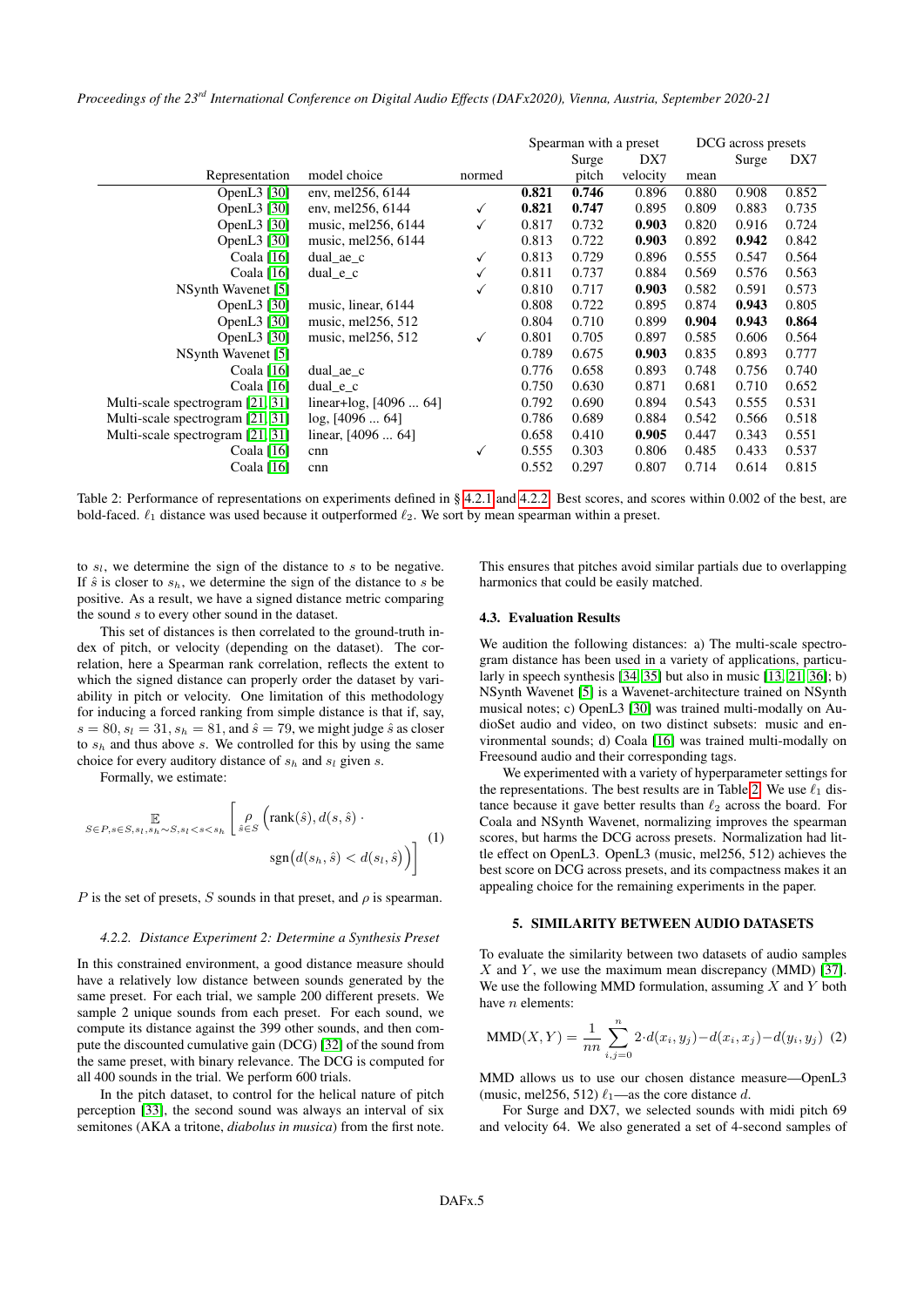| Representation | model choice | normed | Spearman with a preset | | | DCG across presets | | |
|---|---|---|---|---|---|---|---|---|
| | | | | Surge | DX7 | | Surge | DX7 |
| | | | | pitch | velocity | mean | | |
| OpenL3 [30] | env, mel256, 6144 | | **0.821** | **0.746** | 0.896 | 0.880 | 0.908 | 0.852 |
| OpenL3 [30] | env, mel256, 6144 | ✓ | **0.821** | **0.747** | 0.895 | 0.809 | 0.883 | 0.735 |
| OpenL3 [30] | music, mel256, 6144 | ✓ | 0.817 | 0.732 | **0.903** | 0.820 | 0.916 | 0.724 |
| OpenL3 [30] | music, mel256, 6144 | | 0.813 | 0.722 | **0.903** | 0.892 | **0.942** | 0.842 |
| Coala [16] | dual_ae_c | ✓ | 0.813 | 0.729 | 0.896 | 0.555 | 0.547 | 0.564 |
| Coala [16] | dual_e_c | ✓ | 0.811 | 0.737 | 0.884 | 0.569 | 0.576 | 0.563 |
| NSynth Wavenet [5] | | ✓ | 0.810 | 0.717 | **0.903** | 0.582 | 0.591 | 0.573 |
| OpenL3 [30] | music, linear, 6144 | | 0.808 | 0.722 | 0.895 | 0.874 | **0.943** | 0.805 |
| OpenL3 [30] | music, mel256, 512 | | 0.804 | 0.710 | 0.899 | **0.904** | **0.943** | **0.864** |
| OpenL3 [30] | music, mel256, 512 | ✓ | 0.801 | 0.705 | 0.897 | 0.585 | 0.606 | 0.564 |
| NSynth Wavenet [5] | | | 0.789 | 0.675 | **0.903** | 0.835 | 0.893 | 0.777 |
| Coala [16] | dual_ae_c | | 0.776 | 0.658 | 0.893 | 0.748 | 0.756 | 0.740 |
| Coala [16] | dual_e_c | | 0.750 | 0.630 | 0.871 | 0.681 | 0.710 | 0.652 |
| Multi-scale spectrogram [21, 31] | linear+log, [4096 ... 64] | | 0.792 | 0.690 | 0.894 | 0.543 | 0.555 | 0.531 |
| Multi-scale spectrogram [21, 31] | log, [4096 ... 64] | | 0.786 | 0.689 | 0.884 | 0.542 | 0.566 | 0.518 |
| Multi-scale spectrogram [21, 31] | linear, [4096 ... 64] | | 0.658 | 0.410 | **0.905** | 0.447 | 0.343 | 0.551 |
| Coala [16] | cnn | ✓ | 0.555 | 0.303 | 0.806 | 0.485 | 0.433 | 0.537 |
| Coala [16] | cnn | | 0.552 | 0.297 | 0.807 | 0.714 | 0.614 | 0.815 |

Table 2: Performance of representations on experiments defined in § 4.2.1 and 4.2.2. Best scores, and scores within 0.002 of the best, are bold-faced. $\ell_1$ distance was used because it outperformed $\ell_2$. We sort by mean spearman within a preset.

to $s_l$, we determine the sign of the distance to $s$ to be negative. If $\hat{s}$ is closer to $s_h$, we determine the sign of the distance to $s$ be positive. As a result, we have a signed distance metric comparing the sound $s$ to every other sound in the dataset.

This set of distances is then correlated to the ground-truth index of pitch, or velocity (depending on the dataset). The correlation, here a Spearman rank correlation, reflects the extent to which the signed distance can properly order the dataset by variability in pitch or velocity. One limitation of this methodology for inducing a forced ranking from simple distance is that if, say, $s = 80$, $s_l = 31$, $s_h = 81$, and $\hat{s} = 79$, we might judge $\hat{s}$ as closer to $s_h$ and thus above $s$. We controlled for this by using the same choice for every auditory distance of $s_h$ and $s_l$ given $s$.

Formally, we estimate:

$$\mathop{\mathbb{E}}_{S \in P, s \in S, s_l, s_h \sim S, s_l < s < s_h} \left[ \mathop{\rho}_{\hat{s} \in S} \left( \text{rank}(\hat{s}), d(s, \hat{s}) \cdot \text{sgn}\big(d(s_h, \hat{s}) < d(s_l, \hat{s})\big) \right) \right] \tag{1}$$

$P$ is the set of presets, $S$ sounds in that preset, and $\rho$ is spearman.

#### 4.2.2. Distance Experiment 2: Determine a Synthesis Preset

In this constrained environment, a good distance measure should have a relatively low distance between sounds generated by the same preset. For each trial, we sample 200 different presets. We sample 2 unique sounds from each preset. For each sound, we compute its distance against the 399 other sounds, and then compute the discounted cumulative gain (DCG) [32] of the sound from the same preset, with binary relevance. The DCG is computed for all 400 sounds in the trial. We perform 600 trials.

In the pitch dataset, to control for the helical nature of pitch perception [33], the second sound was always an interval of six semitones (AKA a tritone, *diabolus in musica*) from the first note. This ensures that pitches avoid similar partials due to overlapping harmonics that could be easily matched.

### 4.3. Evaluation Results

We audition the following distances: a) The multi-scale spectrogram distance has been used in a variety of applications, particularly in speech synthesis [34, 35] but also in music [13, 21, 36]; b) NSynth Wavenet [5] is a Wavenet-architecture trained on NSynth musical notes; c) OpenL3 [30] was trained multi-modally on AudioSet audio and video, on two distinct subsets: music and environmental sounds; d) Coala [16] was trained multi-modally on Freesound audio and their corresponding tags.

We experimented with a variety of hyperparameter settings for the representations. The best results are in Table 2. We use $\ell_1$ distance because it gave better results than $\ell_2$ across the board. For Coala and NSynth Wavenet, normalizing improves the spearman scores, but harms the DCG across presets. Normalization had little effect on OpenL3. OpenL3 (music, mel256, 512) achieves the best score on DCG across presets, and its compactness makes it an appealing choice for the remaining experiments in the paper.

## 5. SIMILARITY BETWEEN AUDIO DATASETS

To evaluate the similarity between two datasets of audio samples $X$ and $Y$, we use the maximum mean discrepancy (MMD) [37]. We use the following MMD formulation, assuming $X$ and $Y$ both have $n$ elements:

$$\text{MMD}(X, Y) = \frac{1}{nn} \sum_{i,j=0}^{n} 2 \cdot d(x_i, y_j) - d(x_i, x_j) - d(y_i, y_j) \tag{2}$$

MMD allows us to use our chosen distance measure—OpenL3 (music, mel256, 512) $\ell_1$—as the core distance $d$.

For Surge and DX7, we selected sounds with midi pitch 69 and velocity 64. We also generated a set of 4-second samples of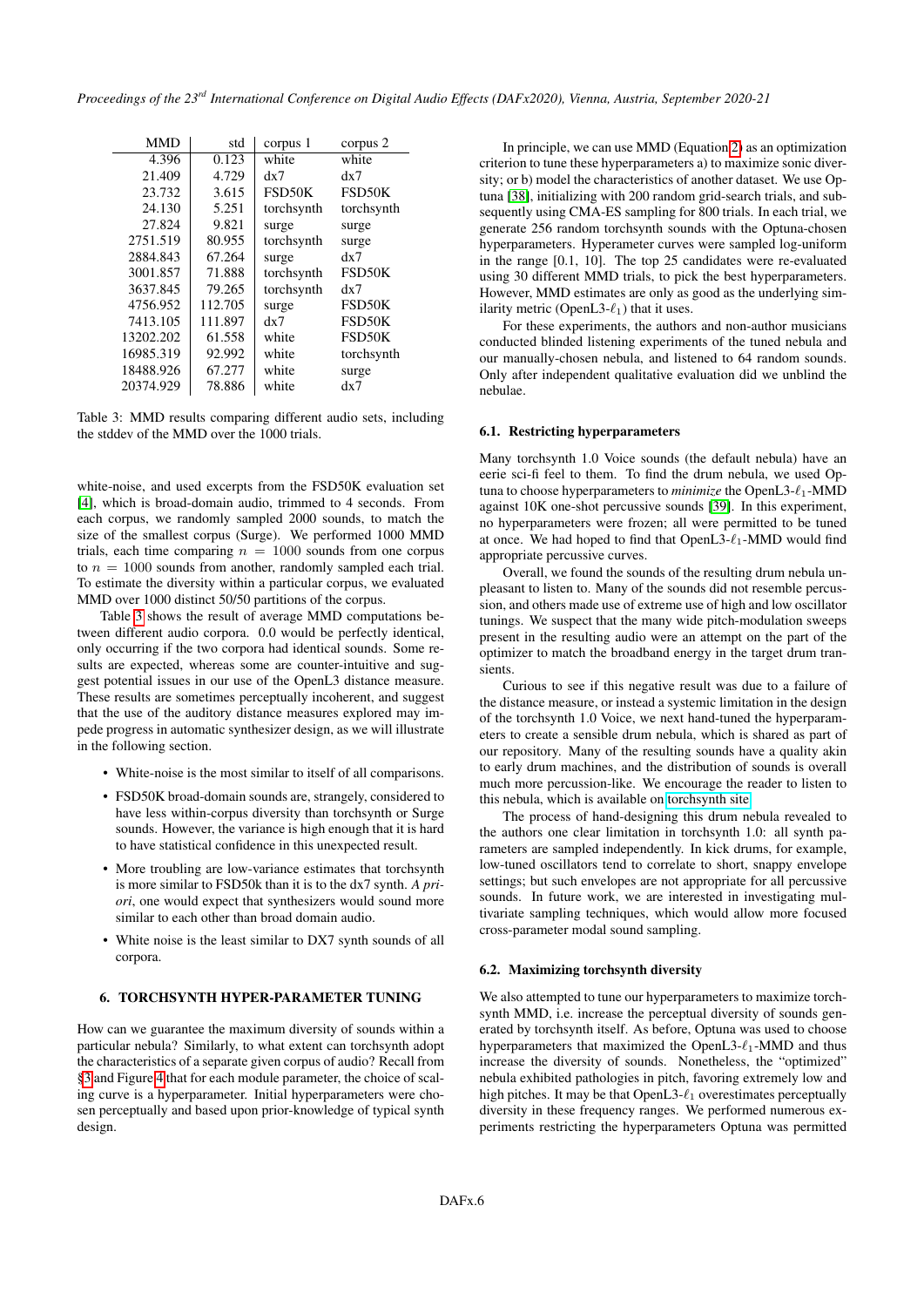| MMD | std | corpus 1 | corpus 2 |
|---:|---:|---|---|
| 4.396 | 0.123 | white | white |
| 21.409 | 4.729 | dx7 | dx7 |
| 23.732 | 3.615 | FSD50K | FSD50K |
| 24.130 | 5.251 | torchsynth | torchsynth |
| 27.824 | 9.821 | surge | surge |
| 2751.519 | 80.955 | torchsynth | surge |
| 2884.843 | 67.264 | surge | dx7 |
| 3001.857 | 71.888 | torchsynth | FSD50K |
| 3637.845 | 79.265 | torchsynth | dx7 |
| 4756.952 | 112.705 | surge | FSD50K |
| 7413.105 | 111.897 | dx7 | FSD50K |
| 13202.202 | 61.558 | white | FSD50K |
| 16985.319 | 92.992 | white | torchsynth |
| 18488.926 | 67.277 | white | surge |
| 20374.929 | 78.886 | white | dx7 |

Table 3: MMD results comparing different audio sets, including the stddev of the MMD over the 1000 trials.

white-noise, and used excerpts from the FSD50K evaluation set [4], which is broad-domain audio, trimmed to 4 seconds. From each corpus, we randomly sampled 2000 sounds, to match the size of the smallest corpus (Surge). We performed 1000 MMD trials, each time comparing $n = 1000$ sounds from one corpus to $n = 1000$ sounds from another, randomly sampled each trial. To estimate the diversity within a particular corpus, we evaluated MMD over 1000 distinct 50/50 partitions of the corpus.

Table 3 shows the result of average MMD computations between different audio corpora. 0.0 would be perfectly identical, only occurring if the two corpora had identical sounds. Some results are expected, whereas some are counter-intuitive and suggest potential issues in our use of the OpenL3 distance measure. These results are sometimes perceptually incoherent, and suggest that the use of the auditory distance measures explored may impede progress in automatic synthesizer design, as we will illustrate in the following section.

- White-noise is the most similar to itself of all comparisons.
- FSD50K broad-domain sounds are, strangely, considered to have less within-corpus diversity than torchsynth or Surge sounds. However, the variance is high enough that it is hard to have statistical confidence in this unexpected result.
- More troubling are low-variance estimates that torchsynth is more similar to FSD50k than it is to the dx7 synth. *A priori*, one would expect that synthesizers would sound more similar to each other than broad domain audio.
- White noise is the least similar to DX7 synth sounds of all corpora.

## 6. TORCHSYNTH HYPER-PARAMETER TUNING

How can we guarantee the maximum diversity of sounds within a particular nebula? Similarly, to what extent can torchsynth adopt the characteristics of a separate given corpus of audio? Recall from §3 and Figure 4 that for each module parameter, the choice of scaling curve is a hyperparameter. Initial hyperparameters were chosen perceptually and based upon prior-knowledge of typical synth design.

In principle, we can use MMD (Equation 2) as an optimization criterion to tune these hyperparameters a) to maximize sonic diversity; or b) model the characteristics of another dataset. We use Optuna [38], initializing with 200 random grid-search trials, and subsequently using CMA-ES sampling for 800 trials. In each trial, we generate 256 random torchsynth sounds with the Optuna-chosen hyperparameters. Hyperameter curves were sampled log-uniform in the range [0.1, 10]. The top 25 candidates were re-evaluated using 30 different MMD trials, to pick the best hyperparameters. However, MMD estimates are only as good as the underlying similarity metric (OpenL3-$\ell_1$) that it uses.

For these experiments, the authors and non-author musicians conducted blinded listening experiments of the tuned nebula and our manually-chosen nebula, and listened to 64 random sounds. Only after independent qualitative evaluation did we unblind the nebulae.

### 6.1. Restricting hyperparameters

Many torchsynth 1.0 Voice sounds (the default nebula) have an eerie sci-fi feel to them. To find the drum nebula, we used Optuna to choose hyperparameters to *minimize* the OpenL3-$\ell_1$-MMD against 10K one-shot percussive sounds [39]. In this experiment, no hyperparameters were frozen; all were permitted to be tuned at once. We had hoped to find that OpenL3-$\ell_1$-MMD would find appropriate percussive curves.

Overall, we found the sounds of the resulting drum nebula unpleasant to listen to. Many of the sounds did not resemble percussion, and others made use of extreme use of high and low oscillator tunings. We suspect that the many wide pitch-modulation sweeps present in the resulting audio were an attempt on the part of the optimizer to match the broadband energy in the target drum transients.

Curious to see if this negative result was due to a failure of the distance measure, or instead a systemic limitation in the design of the torchsynth 1.0 Voice, we next hand-tuned the hyperparameters to create a sensible drum nebula, which is shared as part of our repository. Many of the resulting sounds have a quality akin to early drum machines, and the distribution of sounds is overall much more percussion-like. We encourage the reader to listen to this nebula, which is available on torchsynth site.

The process of hand-designing this drum nebula revealed to the authors one clear limitation in torchsynth 1.0: all synth parameters are sampled independently. In kick drums, for example, low-tuned oscillators tend to correlate to short, snappy envelope settings; but such envelopes are not appropriate for all percussive sounds. In future work, we are interested in investigating multivariate sampling techniques, which would allow more focused cross-parameter modal sound sampling.

### 6.2. Maximizing torchsynth diversity

We also attempted to tune our hyperparameters to maximize torchsynth MMD, i.e. increase the perceptual diversity of sounds generated by torchsynth itself. As before, Optuna was used to choose hyperparameters that maximized the OpenL3-$\ell_1$-MMD and thus increase the diversity of sounds. Nonetheless, the "optimized" nebula exhibited pathologies in pitch, favoring extremely low and high pitches. It may be that OpenL3-$\ell_1$ overestimates perceptually diversity in these frequency ranges. We performed numerous experiments restricting the hyperparameters Optuna was permitted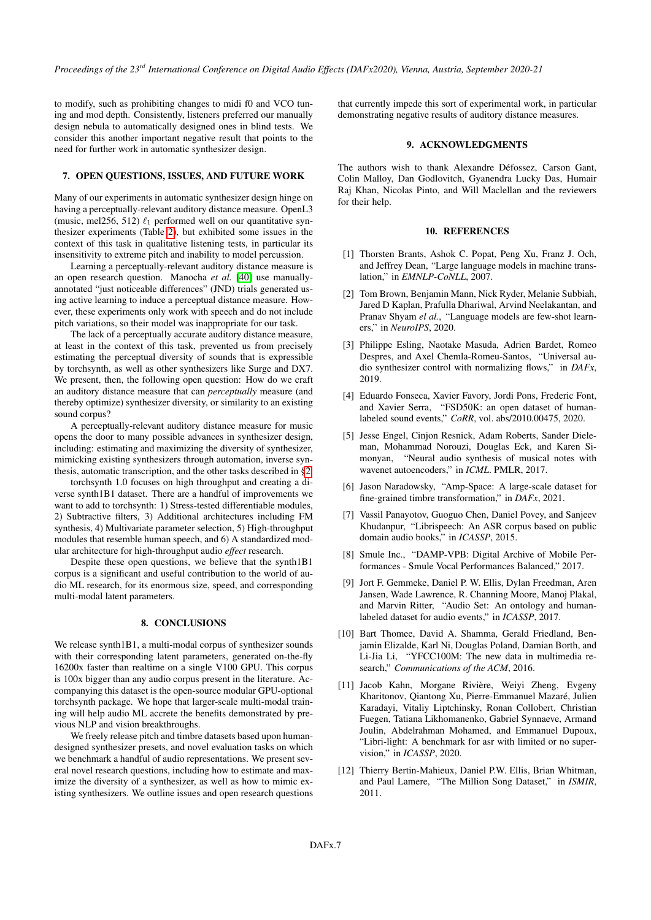to modify, such as prohibiting changes to midi f0 and VCO tuning and mod depth. Consistently, listeners preferred our manually design nebula to automatically designed ones in blind tests. We consider this another important negative result that points to the need for further work in automatic synthesizer design.

## 7. OPEN QUESTIONS, ISSUES, AND FUTURE WORK

Many of our experiments in automatic synthesizer design hinge on having a perceptually-relevant auditory distance measure. OpenL3 (music, mel256, 512) $\ell_1$ performed well on our quantitative synthesizer experiments (Table 2), but exhibited some issues in the context of this task in qualitative listening tests, in particular its insensitivity to extreme pitch and inability to model percussion.

Learning a perceptually-relevant auditory distance measure is an open research question. Manocha *et al.* [40] use manually-annotated "just noticeable differences" (JND) trials generated using active learning to induce a perceptual distance measure. However, these experiments only work with speech and do not include pitch variations, so their model was inappropriate for our task.

The lack of a perceptually accurate auditory distance measure, at least in the context of this task, prevented us from precisely estimating the perceptual diversity of sounds that is expressible by torchsynth, as well as other synthesizers like Surge and DX7. We present, then, the following open question: How do we craft an auditory distance measure that can *perceptually* measure (and thereby optimize) synthesizer diversity, or similarity to an existing sound corpus?

A perceptually-relevant auditory distance measure for music opens the door to many possible advances in synthesizer design, including: estimating and maximizing the diversity of synthesizer, mimicking existing synthesizers through automation, inverse synthesis, automatic transcription, and the other tasks described in §2.

torchsynth 1.0 focuses on high throughput and creating a diverse synth1B1 dataset. There are a handful of improvements we want to add to torchsynth: 1) Stress-tested differentiable modules, 2) Subtractive filters, 3) Additional architectures including FM synthesis, 4) Multivariate parameter selection, 5) High-throughput modules that resemble human speech, and 6) A standardized modular architecture for high-throughput audio *effect* research.

Despite these open questions, we believe that the synth1B1 corpus is a significant and useful contribution to the world of audio ML research, for its enormous size, speed, and corresponding multi-modal latent parameters.

## 8. CONCLUSIONS

We release synth1B1, a multi-modal corpus of synthesizer sounds with their corresponding latent parameters, generated on-the-fly 16200x faster than realtime on a single V100 GPU. This corpus is 100x bigger than any audio corpus present in the literature. Accompanying this dataset is the open-source modular GPU-optional torchsynth package. We hope that larger-scale multi-modal training will help audio ML accrete the benefits demonstrated by previous NLP and vision breakthroughs.

We freely release pitch and timbre datasets based upon human-designed synthesizer presets, and novel evaluation tasks on which we benchmark a handful of audio representations. We present several novel research questions, including how to estimate and maximize the diversity of a synthesizer, as well as how to mimic existing synthesizers. We outline issues and open research questions that currently impede this sort of experimental work, in particular demonstrating negative results of auditory distance measures.

## 9. ACKNOWLEDGMENTS

The authors wish to thank Alexandre Défossez, Carson Gant, Colin Malloy, Dan Godlovitch, Gyanendra Lucky Das, Humair Raj Khan, Nicolas Pinto, and Will Maclellan and the reviewers for their help.

## 10. REFERENCES

[1] Thorsten Brants, Ashok C. Popat, Peng Xu, Franz J. Och, and Jeffrey Dean, "Large language models in machine translation," in *EMNLP-CoNLL*, 2007.

[2] Tom Brown, Benjamin Mann, Nick Ryder, Melanie Subbiah, Jared D Kaplan, Prafulla Dhariwal, Arvind Neelakantan, and Pranav Shyam *el al.*, "Language models are few-shot learners," in *NeuroIPS*, 2020.

[3] Philippe Esling, Naotake Masuda, Adrien Bardet, Romeo Despres, and Axel Chemla-Romeu-Santos, "Universal audio synthesizer control with normalizing flows," in *DAFx*, 2019.

[4] Eduardo Fonseca, Xavier Favory, Jordi Pons, Frederic Font, and Xavier Serra, "FSD50K: an open dataset of human-labeled sound events," *CoRR*, vol. abs/2010.00475, 2020.

[5] Jesse Engel, Cinjon Resnick, Adam Roberts, Sander Dieleman, Mohammad Norouzi, Douglas Eck, and Karen Simonyan, "Neural audio synthesis of musical notes with wavenet autoencoders," in *ICML*. PMLR, 2017.

[6] Jason Naradowsky, "Amp-Space: A large-scale dataset for fine-grained timbre transformation," in *DAFx*, 2021.

[7] Vassil Panayotov, Guoguo Chen, Daniel Povey, and Sanjeev Khudanpur, "Librispeech: An ASR corpus based on public domain audio books," in *ICASSP*, 2015.

[8] Smule Inc., "DAMP-VPB: Digital Archive of Mobile Performances - Smule Vocal Performances Balanced," 2017.

[9] Jort F. Gemmeke, Daniel P. W. Ellis, Dylan Freedman, Aren Jansen, Wade Lawrence, R. Channing Moore, Manoj Plakal, and Marvin Ritter, "Audio Set: An ontology and human-labeled dataset for audio events," in *ICASSP*, 2017.

[10] Bart Thomee, David A. Shamma, Gerald Friedland, Benjamin Elizalde, Karl Ni, Douglas Poland, Damian Borth, and Li-Jia Li, "YFCC100M: The new data in multimedia research," *Communications of the ACM*, 2016.

[11] Jacob Kahn, Morgane Rivière, Weiyi Zheng, Evgeny Kharitonov, Qiantong Xu, Pierre-Emmanuel Mazaré, Julien Karadayi, Vitaliy Liptchinsky, Ronan Collobert, Christian Fuegen, Tatiana Likhomanenko, Gabriel Synnaeve, Armand Joulin, Abdelrahman Mohamed, and Emmanuel Dupoux, "Libri-light: A benchmark for asr with limited or no supervision," in *ICASSP*, 2020.

[12] Thierry Bertin-Mahieux, Daniel P.W. Ellis, Brian Whitman, and Paul Lamere, "The Million Song Dataset," in *ISMIR*, 2011.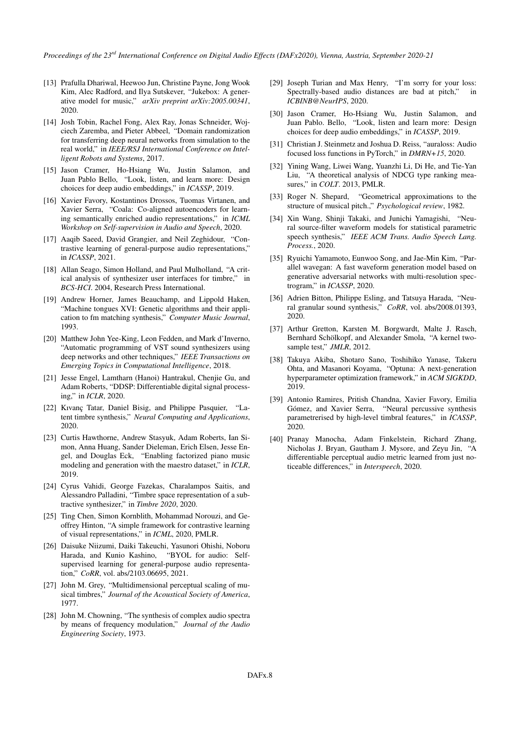[13] Prafulla Dhariwal, Heewoo Jun, Christine Payne, Jong Wook Kim, Alec Radford, and Ilya Sutskever, "Jukebox: A generative model for music," *arXiv preprint arXiv:2005.00341*, 2020.

[14] Josh Tobin, Rachel Fong, Alex Ray, Jonas Schneider, Wojciech Zaremba, and Pieter Abbeel, "Domain randomization for transferring deep neural networks from simulation to the real world," in *IEEE/RSJ International Conference on Intelligent Robots and Systems*, 2017.

[15] Jason Cramer, Ho-Hsiang Wu, Justin Salamon, and Juan Pablo Bello, "Look, listen, and learn more: Design choices for deep audio embeddings," in *ICASSP*, 2019.

[16] Xavier Favory, Kostantinos Drossos, Tuomas Virtanen, and Xavier Serra, "Coala: Co-aligned autoencoders for learning semantically enriched audio representations," in *ICML Workshop on Self-supervision in Audio and Speech*, 2020.

[17] Aaqib Saeed, David Grangier, and Neil Zeghidour, "Contrastive learning of general-purpose audio representations," in *ICASSP*, 2021.

[18] Allan Seago, Simon Holland, and Paul Mulholland, "A critical analysis of synthesizer user interfaces for timbre," in *BCS-HCI*. 2004, Research Press International.

[19] Andrew Horner, James Beauchamp, and Lippold Haken, "Machine tongues XVI: Genetic algorithms and their application to fm matching synthesis," *Computer Music Journal*, 1993.

[20] Matthew John Yee-King, Leon Fedden, and Mark d'Inverno, "Automatic programming of VST sound synthesizers using deep networks and other techniques," *IEEE Transactions on Emerging Topics in Computational Intelligence*, 2018.

[21] Jesse Engel, Lamtharn (Hanoi) Hantrakul, Chenjie Gu, and Adam Roberts, "DDSP: Differentiable digital signal processing," in *ICLR*, 2020.

[22] Kıvanç Tatar, Daniel Bisig, and Philippe Pasquier, "Latent timbre synthesis," *Neural Computing and Applications*, 2020.

[23] Curtis Hawthorne, Andrew Stasyuk, Adam Roberts, Ian Simon, Anna Huang, Sander Dieleman, Erich Elsen, Jesse Engel, and Douglas Eck, "Enabling factorized piano music modeling and generation with the maestro dataset," in *ICLR*, 2019.

[24] Cyrus Vahidi, George Fazekas, Charalampos Saitis, and Alessandro Palladini, "Timbre space representation of a subtractive synthesizer," in *Timbre 2020*, 2020.

[25] Ting Chen, Simon Kornblith, Mohammad Norouzi, and Geoffrey Hinton, "A simple framework for contrastive learning of visual representations," in *ICML*, 2020, PMLR.

[26] Daisuke Niizumi, Daiki Takeuchi, Yasunori Ohishi, Noboru Harada, and Kunio Kashino, "BYOL for audio: Self-supervised learning for general-purpose audio representation," *CoRR*, vol. abs/2103.06695, 2021.

[27] John M. Grey, "Multidimensional perceptual scaling of musical timbres," *Journal of the Acoustical Society of America*, 1977.

[28] John M. Chowning, "The synthesis of complex audio spectra by means of frequency modulation," *Journal of the Audio Engineering Society*, 1973.

[29] Joseph Turian and Max Henry, "I'm sorry for your loss: Spectrally-based audio distances are bad at pitch," in *ICBINB@NeurIPS*, 2020.

[30] Jason Cramer, Ho-Hsiang Wu, Justin Salamon, and Juan Pablo. Bello, "Look, listen and learn more: Design choices for deep audio embeddings," in *ICASSP*, 2019.

[31] Christian J. Steinmetz and Joshua D. Reiss, "auraloss: Audio focused loss functions in PyTorch," in *DMRN+15*, 2020.

[32] Yining Wang, Liwei Wang, Yuanzhi Li, Di He, and Tie-Yan Liu, "A theoretical analysis of NDCG type ranking measures," in *COLT*. 2013, PMLR.

[33] Roger N. Shepard, "Geometrical approximations to the structure of musical pitch.," *Psychological review*, 1982.

[34] Xin Wang, Shinji Takaki, and Junichi Yamagishi, "Neural source-filter waveform models for statistical parametric speech synthesis," *IEEE ACM Trans. Audio Speech Lang. Process.*, 2020.

[35] Ryuichi Yamamoto, Eunwoo Song, and Jae-Min Kim, "Parallel wavegan: A fast waveform generation model based on generative adversarial networks with multi-resolution spectrogram," in *ICASSP*, 2020.

[36] Adrien Bitton, Philippe Esling, and Tatsuya Harada, "Neural granular sound synthesis," *CoRR*, vol. abs/2008.01393, 2020.

[37] Arthur Gretton, Karsten M. Borgwardt, Malte J. Rasch, Bernhard Schölkopf, and Alexander Smola, "A kernel two-sample test," *JMLR*, 2012.

[38] Takuya Akiba, Shotaro Sano, Toshihiko Yanase, Takeru Ohta, and Masanori Koyama, "Optuna: A next-generation hyperparameter optimization framework," in *ACM SIGKDD*, 2019.

[39] Antonio Ramires, Pritish Chandna, Xavier Favory, Emilia Gómez, and Xavier Serra, "Neural percussive synthesis parametrerised by high-level timbral features," in *ICASSP*, 2020.

[40] Pranay Manocha, Adam Finkelstein, Richard Zhang, Nicholas J. Bryan, Gautham J. Mysore, and Zeyu Jin, "A differentiable perceptual audio metric learned from just noticeable differences," in *Interspeech*, 2020.